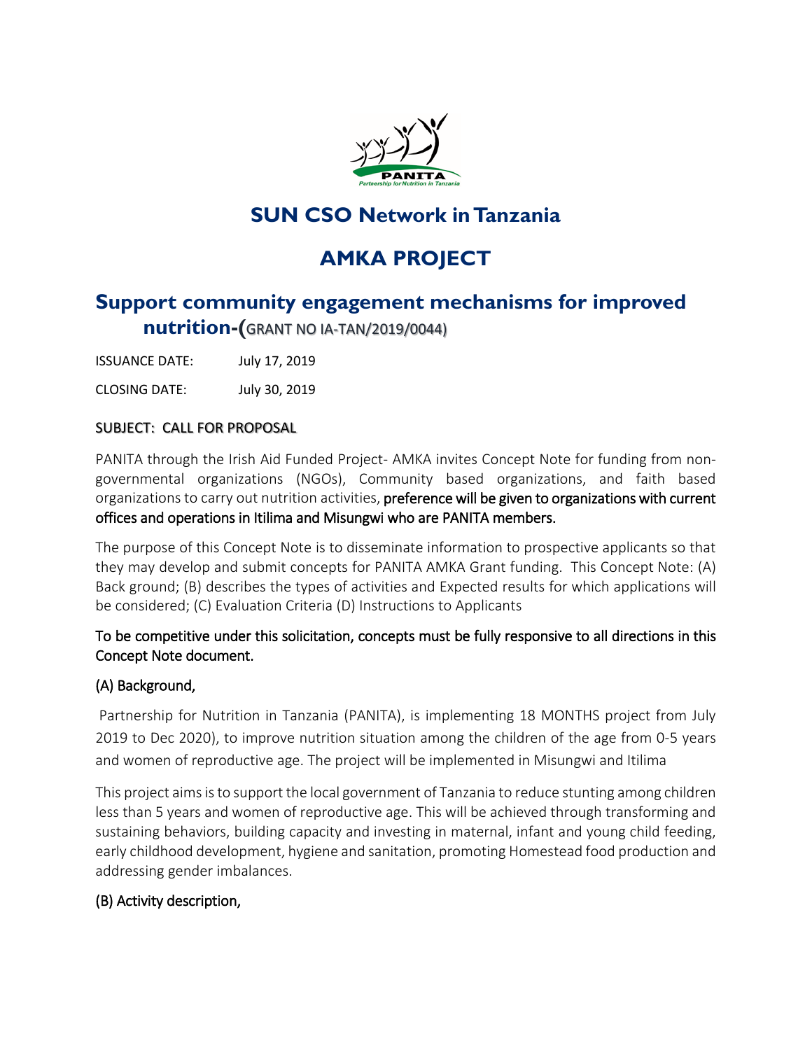# SUN CSO Network in Tanzania

# AMKA PROJECT

## Support community engagement mechanisms for improved nutrition-(GRANT NO IA-TAN/2019/0044)

ISSUANCE DATE: July 17, 2019

CLOSING DATE: July 30, 2019

SUBJECT: CALL FOR PROPOSAL

PANITA through the Irish Aid Funded Project- AMKA invites Concept Note for funding from non-governmental organizations (NGOs), Community based organizations, and faith based organizations to carry out nutrition activities, **preference will be given to organizations with current offices and operations in Itilima and Misungwi who are PANITA members.**

The purpose of this Concept Note is to disseminate information to prospective applicants so that they may develop and submit concepts for PANITA AMKA Grant funding. This Concept Note: (A) Back ground; (B) describes the types of activities and Expected results for which applications will be considered; (C) Evaluation Criteria (D) Instructions to Applicants

**To be competitive under this solicitation, concepts must be fully responsive to all directions in this Concept Note document.**

### (A) Background,

Partnership for Nutrition in Tanzania (PANITA), is implementing 18 MONTHS project from July 2019 to Dec 2020), to improve nutrition situation among the children of the age from 0-5 years and women of reproductive age. The project will be implemented in Misungwi and Itilima

This project aims is to support the local government of Tanzania to reduce stunting among children less than 5 years and women of reproductive age. This will be achieved through transforming and sustaining behaviors, building capacity and investing in maternal, infant and young child feeding, early childhood development, hygiene and sanitation, promoting Homestead food production and addressing gender imbalances.

### (B) Activity description,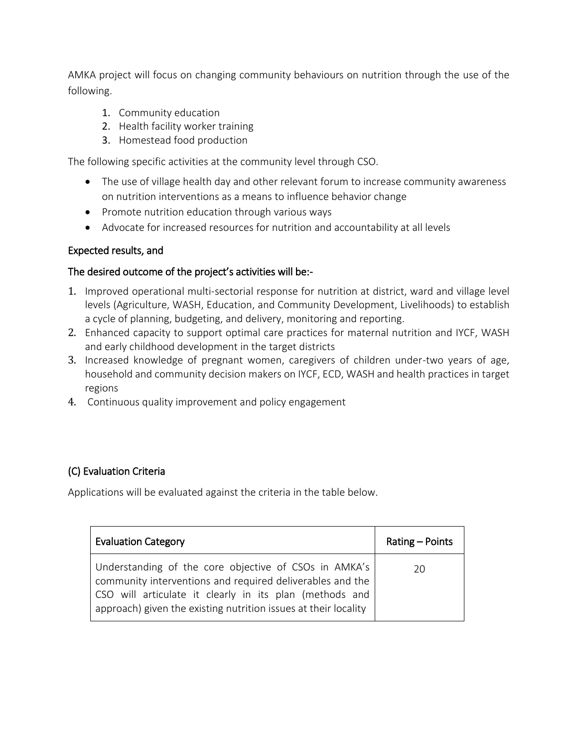AMKA project will focus on changing community behaviours on nutrition through the use of the following.

1. Community education
2. Health facility worker training
3. Homestead food production

The following specific activities at the community level through CSO.

- The use of village health day and other relevant forum to increase community awareness on nutrition interventions as a means to influence behavior change
- Promote nutrition education through various ways
- Advocate for increased resources for nutrition and accountability at all levels

## Expected results, and

## The desired outcome of the project's activities will be:-

1. Improved operational multi-sectorial response for nutrition at district, ward and village level levels (Agriculture, WASH, Education, and Community Development, Livelihoods) to establish a cycle of planning, budgeting, and delivery, monitoring and reporting.
2. Enhanced capacity to support optimal care practices for maternal nutrition and IYCF, WASH and early childhood development in the target districts
3. Increased knowledge of pregnant women, caregivers of children under-two years of age, household and community decision makers on IYCF, ECD, WASH and health practices in target regions
4. Continuous quality improvement and policy engagement

## (C) Evaluation Criteria

Applications will be evaluated against the criteria in the table below.

| Evaluation Category | Rating – Points |
|---|---|
| Understanding of the core objective of CSOs in AMKA's community interventions and required deliverables and the CSO will articulate it clearly in its plan (methods and approach) given the existing nutrition issues at their locality | 20 |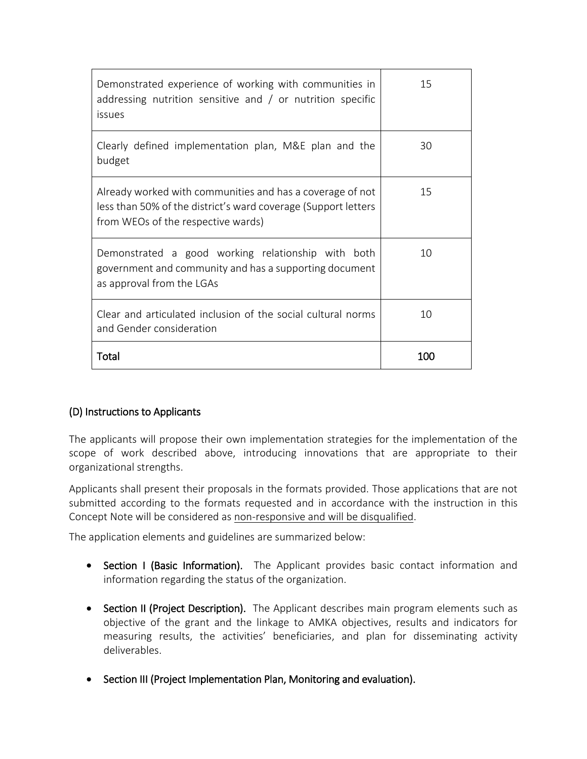| | |
|---|---|
| Demonstrated experience of working with communities in addressing nutrition sensitive and / or nutrition specific issues | 15 |
| Clearly defined implementation plan, M&E plan and the budget | 30 |
| Already worked with communities and has a coverage of not less than 50% of the district's ward coverage (Support letters from WEOs of the respective wards) | 15 |
| Demonstrated a good working relationship with both government and community and has a supporting document as approval from the LGAs | 10 |
| Clear and articulated inclusion of the social cultural norms and Gender consideration | 10 |
| **Total** | **100** |

## (D) Instructions to Applicants

The applicants will propose their own implementation strategies for the implementation of the scope of work described above, introducing innovations that are appropriate to their organizational strengths.

Applicants shall present their proposals in the formats provided. Those applications that are not submitted according to the formats requested and in accordance with the instruction in this Concept Note will be considered as non-responsive and will be disqualified.

The application elements and guidelines are summarized below:

- **Section I (Basic Information).** The Applicant provides basic contact information and information regarding the status of the organization.
- **Section II (Project Description).** The Applicant describes main program elements such as objective of the grant and the linkage to AMKA objectives, results and indicators for measuring results, the activities' beneficiaries, and plan for disseminating activity deliverables.
- **Section III (Project Implementation Plan, Monitoring and evaluation).**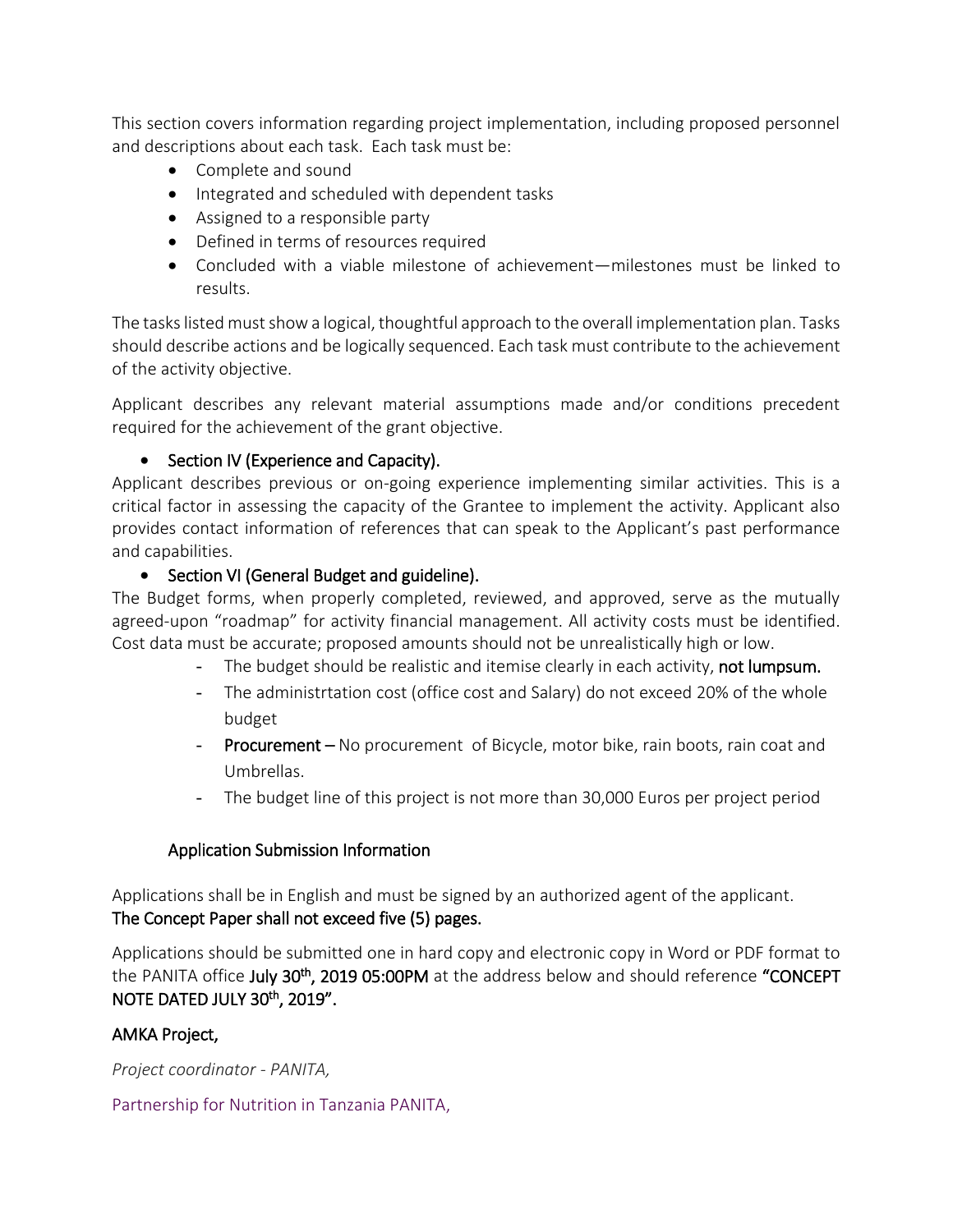This section covers information regarding project implementation, including proposed personnel and descriptions about each task. Each task must be:

- Complete and sound
- Integrated and scheduled with dependent tasks
- Assigned to a responsible party
- Defined in terms of resources required
- Concluded with a viable milestone of achievement—milestones must be linked to results.

The tasks listed must show a logical, thoughtful approach to the overall implementation plan. Tasks should describe actions and be logically sequenced. Each task must contribute to the achievement of the activity objective.

Applicant describes any relevant material assumptions made and/or conditions precedent required for the achievement of the grant objective.

- Section IV (Experience and Capacity).

Applicant describes previous or on-going experience implementing similar activities. This is a critical factor in assessing the capacity of the Grantee to implement the activity. Applicant also provides contact information of references that can speak to the Applicant's past performance and capabilities.

- Section VI (General Budget and guideline).

The Budget forms, when properly completed, reviewed, and approved, serve as the mutually agreed-upon "roadmap" for activity financial management. All activity costs must be identified. Cost data must be accurate; proposed amounts should not be unrealistically high or low.

- The budget should be realistic and itemise clearly in each activity, **not lumpsum.**
- The administrtation cost (office cost and Salary) do not exceed 20% of the whole budget
- **Procurement** – No procurement of Bicycle, motor bike, rain boots, rain coat and Umbrellas.
- The budget line of this project is not more than 30,000 Euros per project period

## Application Submission Information

Applications shall be in English and must be signed by an authorized agent of the applicant.
**The Concept Paper shall not exceed five (5) pages.**

Applications should be submitted one in hard copy and electronic copy in Word or PDF format to the PANITA office **July 30th, 2019 05:00PM** at the address below and should reference **"CONCEPT NOTE DATED JULY 30th, 2019".**

**AMKA Project,**

*Project coordinator - PANITA,*

Partnership for Nutrition in Tanzania PANITA,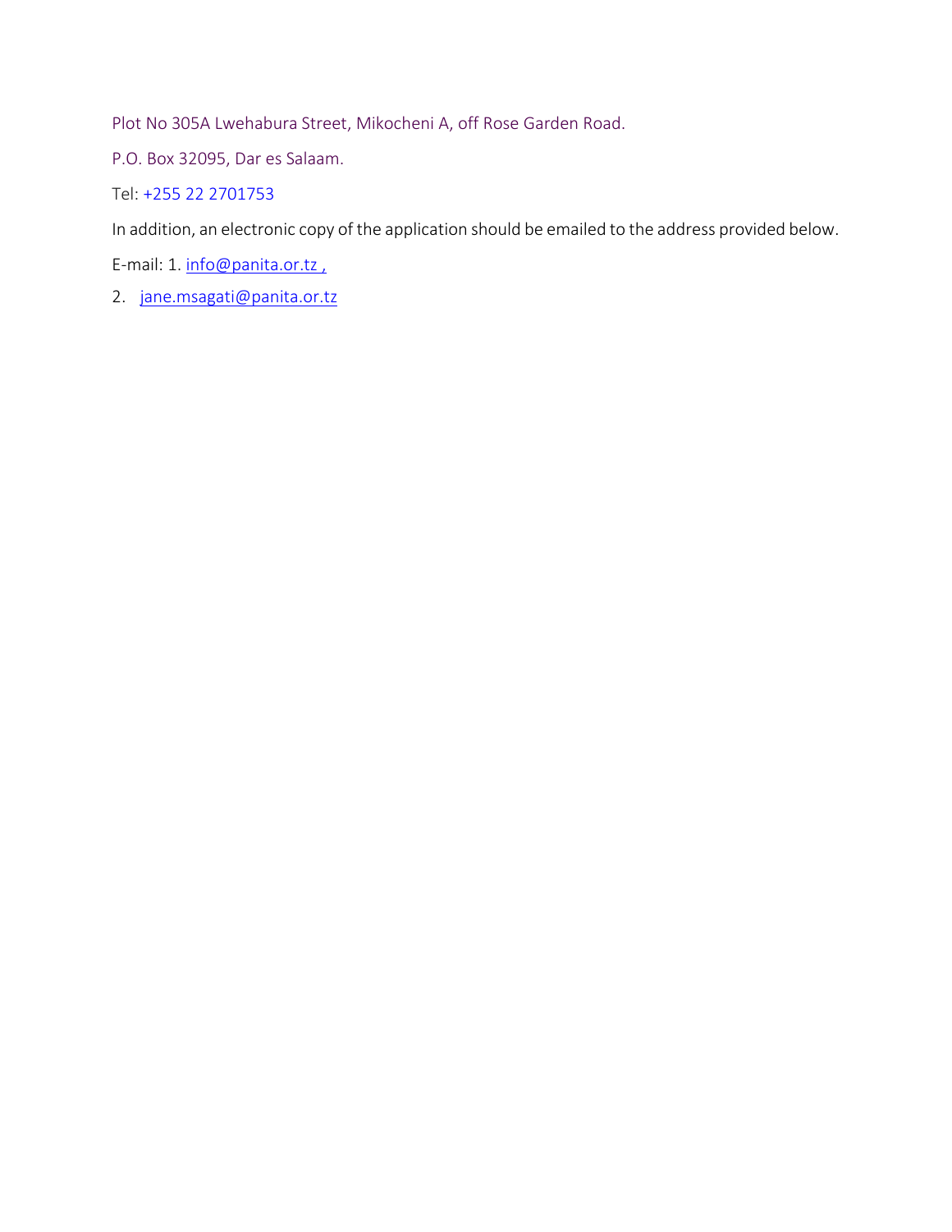Plot No 305A Lwehabura Street, Mikocheni A, off Rose Garden Road.

P.O. Box 32095, Dar es Salaam.

Tel: +255 22 2701753

In addition, an electronic copy of the application should be emailed to the address provided below.

E-mail: 1. info@panita.or.tz ,

2. jane.msagati@panita.or.tz